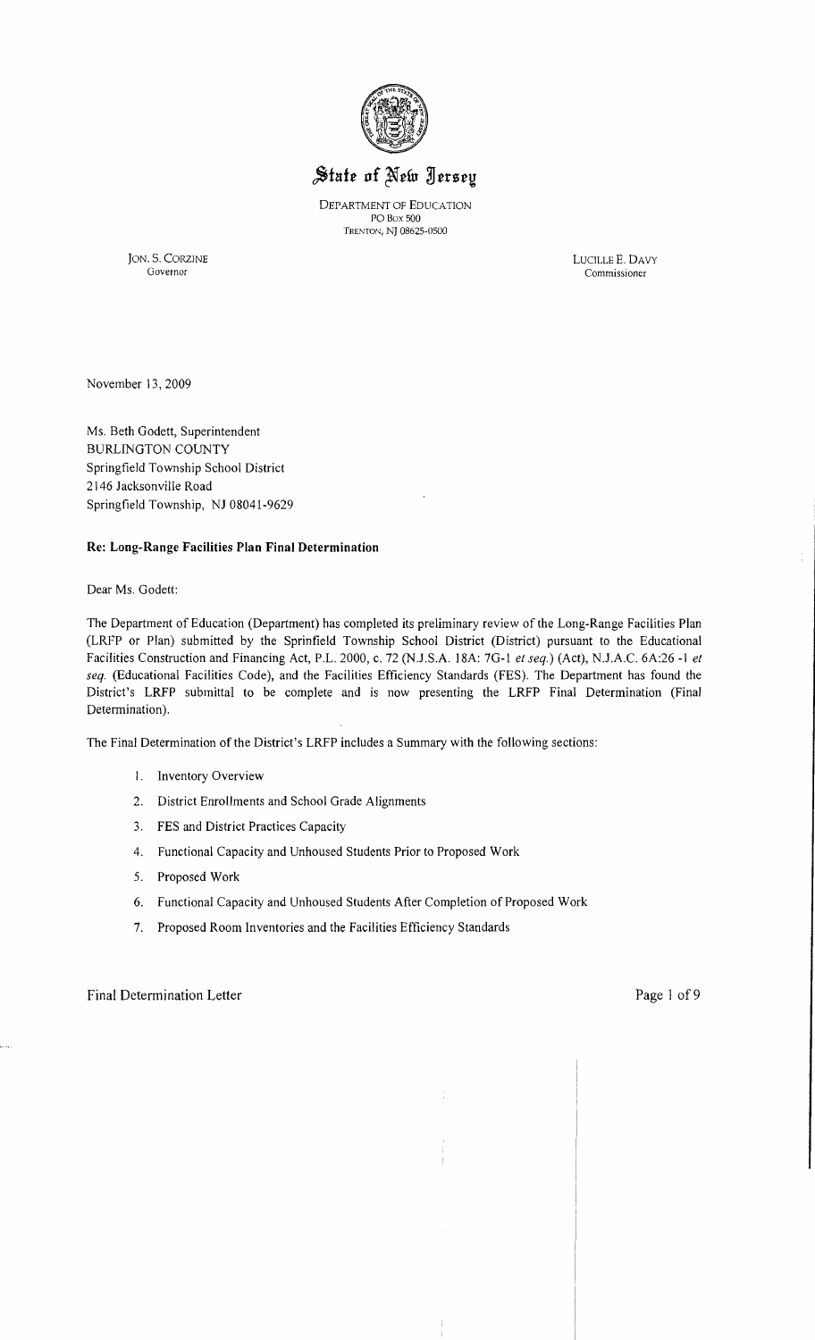# State of New Jersey

DEPARTMENT OF EDUCATION
PO BOX 500
TRENTON, NJ 08625-0500

JON. S. CORZINE
Governor

LUCILLE E. DAVY
Commissioner

November 13, 2009

Ms. Beth Godett, Superintendent
BURLINGTON COUNTY
Springfield Township School District
2146 Jacksonville Road
Springfield Township, NJ 08041-9629

**Re: Long-Range Facilities Plan Final Determination**

Dear Ms. Godett:

The Department of Education (Department) has completed its preliminary review of the Long-Range Facilities Plan (LRFP or Plan) submitted by the Sprinfield Township School District (District) pursuant to the Educational Facilities Construction and Financing Act, P.L. 2000, c. 72 (N.J.S.A. 18A: 7G-1 *et seq.*) (Act), N.J.A.C. 6A:26 -1 *et seq.* (Educational Facilities Code), and the Facilities Efficiency Standards (FES). The Department has found the District's LRFP submittal to be complete and is now presenting the LRFP Final Determination (Final Determination).

The Final Determination of the District's LRFP includes a Summary with the following sections:

1. Inventory Overview
2. District Enrollments and School Grade Alignments
3. FES and District Practices Capacity
4. Functional Capacity and Unhoused Students Prior to Proposed Work
5. Proposed Work
6. Functional Capacity and Unhoused Students After Completion of Proposed Work
7. Proposed Room Inventories and the Facilities Efficiency Standards

Final Determination Letter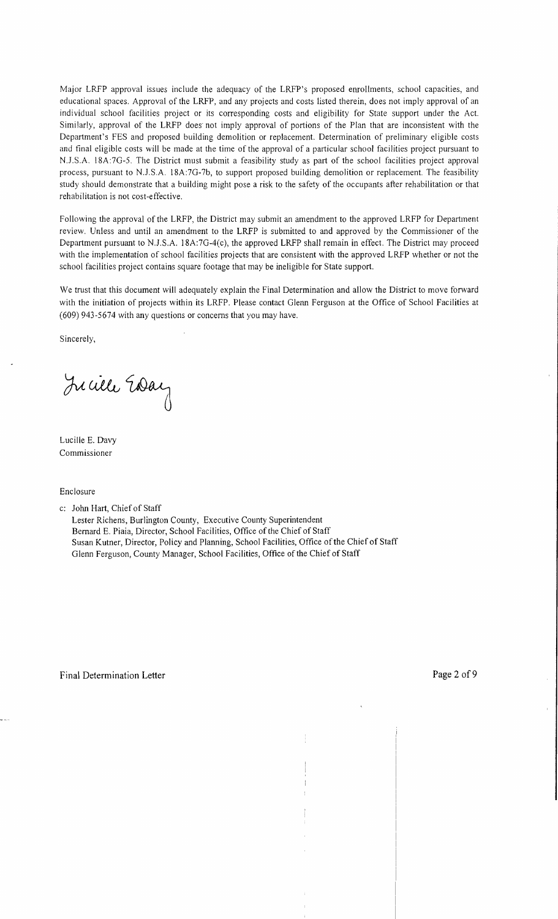Major LRFP approval issues include the adequacy of the LRFP's proposed enrollments, school capacities, and educational spaces. Approval of the LRFP, and any projects and costs listed therein, does not imply approval of an individual school facilities project or its corresponding costs and eligibility for State support under the Act. Similarly, approval of the LRFP does not imply approval of portions of the Plan that are inconsistent with the Department's FES and proposed building demolition or replacement. Determination of preliminary eligible costs and final eligible costs will be made at the time of the approval of a particular school facilities project pursuant to N.J.S.A. 18A:7G-5. The District must submit a feasibility study as part of the school facilities project approval process, pursuant to N.J.S.A. 18A:7G-7b, to support proposed building demolition or replacement. The feasibility study should demonstrate that a building might pose a risk to the safety of the occupants after rehabilitation or that rehabilitation is not cost-effective.

Following the approval of the LRFP, the District may submit an amendment to the approved LRFP for Department review. Unless and until an amendment to the LRFP is submitted to and approved by the Commissioner of the Department pursuant to N.J.S.A. 18A:7G-4(c), the approved LRFP shall remain in effect. The District may proceed with the implementation of school facilities projects that are consistent with the approved LRFP whether or not the school facilities project contains square footage that may be ineligible for State support.

We trust that this document will adequately explain the Final Determination and allow the District to move forward with the initiation of projects within its LRFP. Please contact Glenn Ferguson at the Office of School Facilities at (609) 943-5674 with any questions or concerns that you may have.

Sincerely,

Lucille E. Davy
Commissioner

Enclosure

c: John Hart, Chief of Staff
Lester Richens, Burlington County, Executive County Superintendent
Bernard E. Piaia, Director, School Facilities, Office of the Chief of Staff
Susan Kutner, Director, Policy and Planning, School Facilities, Office of the Chief of Staff
Glenn Ferguson, County Manager, School Facilities, Office of the Chief of Staff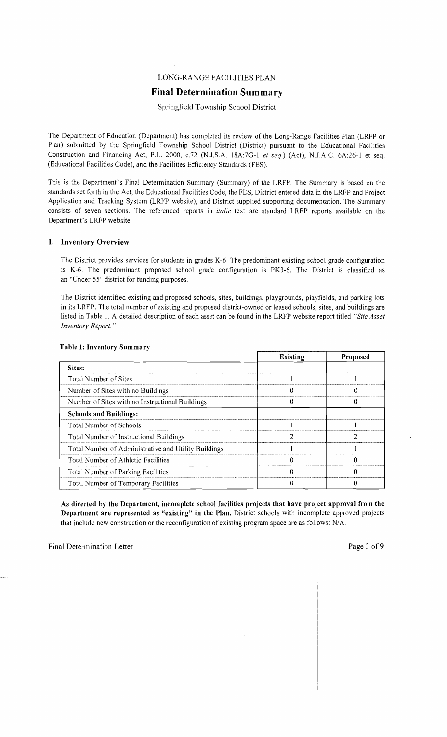LONG-RANGE FACILITIES PLAN

# Final Determination Summary

Springfield Township School District

The Department of Education (Department) has completed its review of the Long-Range Facilities Plan (LRFP or Plan) submitted by the Springfield Township School District (District) pursuant to the Educational Facilities Construction and Financing Act, P.L. 2000, c.72 (N.J.S.A. 18A:7G-1 *et seq.*) (Act), N.J.A.C. 6A:26-1 et seq. (Educational Facilities Code), and the Facilities Efficiency Standards (FES).

This is the Department's Final Determination Summary (Summary) of the LRFP. The Summary is based on the standards set forth in the Act, the Educational Facilities Code, the FES, District entered data in the LRFP and Project Application and Tracking System (LRFP website), and District supplied supporting documentation. The Summary consists of seven sections. The referenced reports in *italic* text are standard LRFP reports available on the Department's LRFP website.

## 1. Inventory Overview

The District provides services for students in grades K-6. The predominant existing school grade configuration is K-6. The predominant proposed school grade configuration is PK3-6. The District is classified as an "Under 55" district for funding purposes.

The District identified existing and proposed schools, sites, buildings, playgrounds, playfields, and parking lots in its LRFP. The total number of existing and proposed district-owned or leased schools, sites, and buildings are listed in Table 1. A detailed description of each asset can be found in the LRFP website report titled *"Site Asset Inventory Report."*

**Table 1: Inventory Summary**

| | Existing | Proposed |
|---|---|---|
| **Sites:** | | |
| Total Number of Sites | 1 | 1 |
| Number of Sites with no Buildings | 0 | 0 |
| Number of Sites with no Instructional Buildings | 0 | 0 |
| **Schools and Buildings:** | | |
| Total Number of Schools | 1 | 1 |
| Total Number of Instructional Buildings | 2 | 2 |
| Total Number of Administrative and Utility Buildings | 1 | 1 |
| Total Number of Athletic Facilities | 0 | 0 |
| Total Number of Parking Facilities | 0 | 0 |
| Total Number of Temporary Facilities | 0 | 0 |

**As directed by the Department, incomplete school facilities projects that have project approval from the Department are represented as "existing" in the Plan.** District schools with incomplete approved projects that include new construction or the reconfiguration of existing program space are as follows: N/A.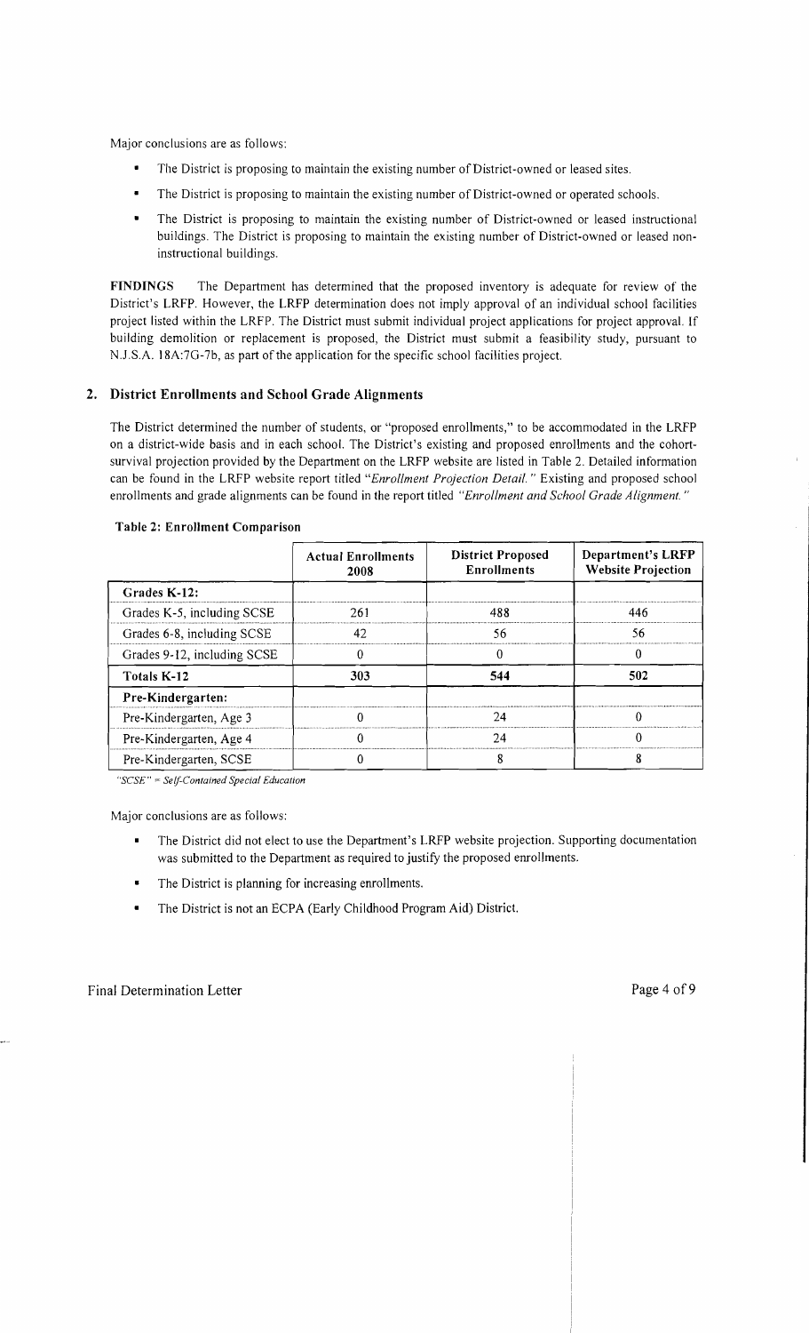Major conclusions are as follows:

- The District is proposing to maintain the existing number of District-owned or leased sites.
- The District is proposing to maintain the existing number of District-owned or operated schools.
- The District is proposing to maintain the existing number of District-owned or leased instructional buildings. The District is proposing to maintain the existing number of District-owned or leased non-instructional buildings.

**FINDINGS** The Department has determined that the proposed inventory is adequate for review of the District's LRFP. However, the LRFP determination does not imply approval of an individual school facilities project listed within the LRFP. The District must submit individual project applications for project approval. If building demolition or replacement is proposed, the District must submit a feasibility study, pursuant to N.J.S.A. 18A:7G-7b, as part of the application for the specific school facilities project.

## 2. District Enrollments and School Grade Alignments

The District determined the number of students, or "proposed enrollments," to be accommodated in the LRFP on a district-wide basis and in each school. The District's existing and proposed enrollments and the cohort-survival projection provided by the Department on the LRFP website are listed in Table 2. Detailed information can be found in the LRFP website report titled "*Enrollment Projection Detail.*" Existing and proposed school enrollments and grade alignments can be found in the report titled "*Enrollment and School Grade Alignment.*"

**Table 2: Enrollment Comparison**

| | Actual Enrollments 2008 | District Proposed Enrollments | Department's LRFP Website Projection |
|---|---|---|---|
| **Grades K-12:** | | | |
| Grades K-5, including SCSE | 261 | 488 | 446 |
| Grades 6-8, including SCSE | 42 | 56 | 56 |
| Grades 9-12, including SCSE | 0 | 0 | 0 |
| **Totals K-12** | **303** | **544** | **502** |
| **Pre-Kindergarten:** | | | |
| Pre-Kindergarten, Age 3 | 0 | 24 | 0 |
| Pre-Kindergarten, Age 4 | 0 | 24 | 0 |
| Pre-Kindergarten, SCSE | 0 | 8 | 8 |

*"SCSE" = Self-Contained Special Education*

Major conclusions are as follows:

- The District did not elect to use the Department's LRFP website projection. Supporting documentation was submitted to the Department as required to justify the proposed enrollments.
- The District is planning for increasing enrollments.
- The District is not an ECPA (Early Childhood Program Aid) District.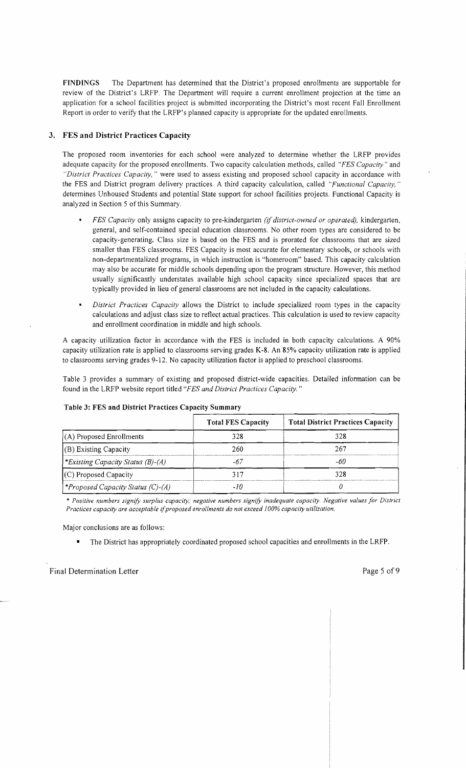**FINDINGS** The Department has determined that the District's proposed enrollments are supportable for review of the District's LRFP. The Department will require a current enrollment projection at the time an application for a school facilities project is submitted incorporating the District's most recent Fall Enrollment Report in order to verify that the LRFP's planned capacity is appropriate for the updated enrollments.

## 3. FES and District Practices Capacity

The proposed room inventories for each school were analyzed to determine whether the LRFP provides adequate capacity for the proposed enrollments. Two capacity calculation methods, called *"FES Capacity"* and *"District Practices Capacity,"* were used to assess existing and proposed school capacity in accordance with the FES and District program delivery practices. A third capacity calculation, called *"Functional Capacity,"* determines Unhoused Students and potential State support for school facilities projects. Functional Capacity is analyzed in Section 5 of this Summary.

- *FES Capacity* only assigns capacity to pre-kindergarten *(if district-owned or operated),* kindergarten, general, and self-contained special education classrooms. No other room types are considered to be capacity-generating. Class size is based on the FES and is prorated for classrooms that are sized smaller than FES classrooms. FES Capacity is most accurate for elementary schools, or schools with non-departmentalized programs, in which instruction is "homeroom" based. This capacity calculation may also be accurate for middle schools depending upon the program structure. However, this method usually significantly understates available high school capacity since specialized spaces that are typically provided in lieu of general classrooms are not included in the capacity calculations.
- *District Practices Capacity* allows the District to include specialized room types in the capacity calculations and adjust class size to reflect actual practices. This calculation is used to review capacity and enrollment coordination in middle and high schools.

A capacity utilization factor in accordance with the FES is included in both capacity calculations. A 90% capacity utilization rate is applied to classrooms serving grades K-8. An 85% capacity utilization rate is applied to classrooms serving grades 9-12. No capacity utilization factor is applied to preschool classrooms.

Table 3 provides a summary of existing and proposed district-wide capacities. Detailed information can be found in the LRFP website report titled *"FES and District Practices Capacity."*

**Table 3: FES and District Practices Capacity Summary**

| | Total FES Capacity | Total District Practices Capacity |
|---|---|---|
| (A) Proposed Enrollments | 328 | 328 |
| (B) Existing Capacity | 260 | 267 |
| *\*Existing Capacity Status (B)-(A)* | *-67* | *-60* |
| (C) Proposed Capacity | 317 | 328 |
| *\*Proposed Capacity Status (C)-(A)* | *-10* | *0* |

*\* Positive numbers signify surplus capacity; negative numbers signify inadequate capacity. Negative values for District Practices capacity are acceptable if proposed enrollments do not exceed 100% capacity utilization.*

Major conclusions are as follows:

- The District has appropriately coordinated proposed school capacities and enrollments in the LRFP.

Final Determination Letter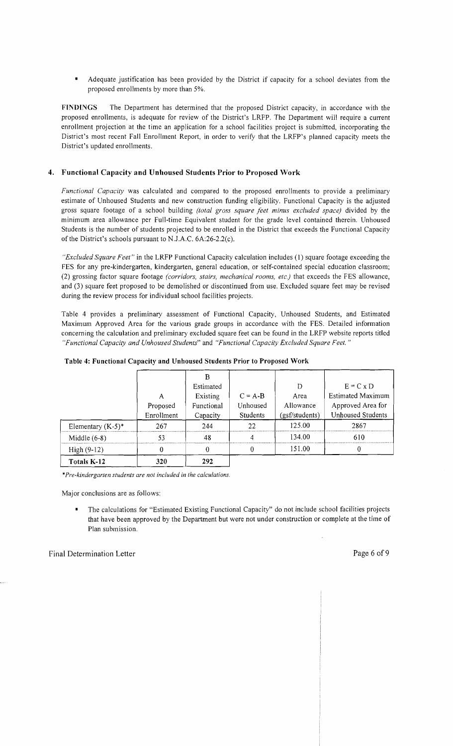- Adequate justification has been provided by the District if capacity for a school deviates from the proposed enrollments by more than 5%.

**FINDINGS** The Department has determined that the proposed District capacity, in accordance with the proposed enrollments, is adequate for review of the District's LRFP. The Department will require a current enrollment projection at the time an application for a school facilities project is submitted, incorporating the District's most recent Fall Enrollment Report, in order to verify that the LRFP's planned capacity meets the District's updated enrollments.

### 4. Functional Capacity and Unhoused Students Prior to Proposed Work

*Functional Capacity* was calculated and compared to the proposed enrollments to provide a preliminary estimate of Unhoused Students and new construction funding eligibility. Functional Capacity is the adjusted gross square footage of a school building *(total gross square feet minus excluded space)* divided by the minimum area allowance per Full-time Equivalent student for the grade level contained therein. Unhoused Students is the number of students projected to be enrolled in the District that exceeds the Functional Capacity of the District's schools pursuant to N.J.A.C. 6A:26-2.2(c).

*"Excluded Square Feet"* in the LRFP Functional Capacity calculation includes (1) square footage exceeding the FES for any pre-kindergarten, kindergarten, general education, or self-contained special education classroom; (2) grossing factor square footage *(corridors, stairs, mechanical rooms, etc.)* that exceeds the FES allowance, and (3) square feet proposed to be demolished or discontinued from use. Excluded square feet may be revised during the review process for individual school facilities projects.

Table 4 provides a preliminary assessment of Functional Capacity, Unhoused Students, and Estimated Maximum Approved Area for the various grade groups in accordance with the FES. Detailed information concerning the calculation and preliminary excluded square feet can be found in the LRFP website reports titled *"Functional Capacity and Unhoused Students"* and *"Functional Capacity Excluded Square Feet."*

**Table 4: Functional Capacity and Unhoused Students Prior to Proposed Work**

| | A<br>Proposed Enrollment | B<br>Estimated Existing Functional Capacity | C = A-B<br>Unhoused Students | D<br>Area Allowance (gsf/students) | E = C x D<br>Estimated Maximum Approved Area for Unhoused Students |
|---|---|---|---|---|---|
| Elementary (K-5)* | 267 | 244 | 22 | 125.00 | 2867 |
| Middle (6-8) | 53 | 48 | 4 | 134.00 | 610 |
| High (9-12) | 0 | 0 | 0 | 151.00 | 0 |
| **Totals K-12** | 320 | 292 | | | |

*\*Pre-kindergarten students are not included in the calculations.*

Major conclusions are as follows:

- The calculations for "Estimated Existing Functional Capacity" do not include school facilities projects that have been approved by the Department but were not under construction or complete at the time of Plan submission.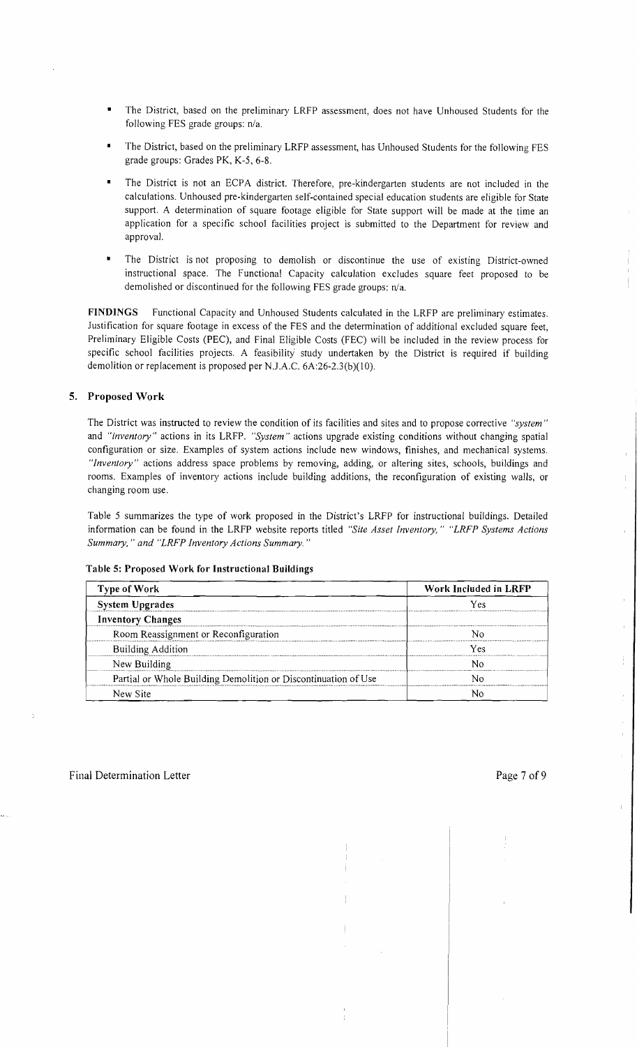- The District, based on the preliminary LRFP assessment, does not have Unhoused Students for the following FES grade groups: n/a.
- The District, based on the preliminary LRFP assessment, has Unhoused Students for the following FES grade groups: Grades PK, K-5, 6-8.
- The District is not an ECPA district. Therefore, pre-kindergarten students are not included in the calculations. Unhoused pre-kindergarten self-contained special education students are eligible for State support. A determination of square footage eligible for State support will be made at the time an application for a specific school facilities project is submitted to the Department for review and approval.
- The District is not proposing to demolish or discontinue the use of existing District-owned instructional space. The Functional Capacity calculation excludes square feet proposed to be demolished or discontinued for the following FES grade groups: n/a.

**FINDINGS** Functional Capacity and Unhoused Students calculated in the LRFP are preliminary estimates. Justification for square footage in excess of the FES and the determination of additional excluded square feet, Preliminary Eligible Costs (PEC), and Final Eligible Costs (FEC) will be included in the review process for specific school facilities projects. A feasibility study undertaken by the District is required if building demolition or replacement is proposed per N.J.A.C. 6A:26-2.3(b)(10).

## 5. Proposed Work

The District was instructed to review the condition of its facilities and sites and to propose corrective *"system"* and *"inventory"* actions in its LRFP. *"System"* actions upgrade existing conditions without changing spatial configuration or size. Examples of system actions include new windows, finishes, and mechanical systems. *"Inventory"* actions address space problems by removing, adding, or altering sites, schools, buildings and rooms. Examples of inventory actions include building additions, the reconfiguration of existing walls, or changing room use.

Table 5 summarizes the type of work proposed in the District's LRFP for instructional buildings. Detailed information can be found in the LRFP website reports titled *"Site Asset Inventory," "LRFP Systems Actions Summary," and "LRFP Inventory Actions Summary."*

**Table 5: Proposed Work for Instructional Buildings**

| Type of Work | Work Included in LRFP |
|---|---|
| **System Upgrades** | Yes |
| **Inventory Changes** | |
| Room Reassignment or Reconfiguration | No |
| Building Addition | Yes |
| New Building | No |
| Partial or Whole Building Demolition or Discontinuation of Use | No |
| New Site | No |

Final Determination Letter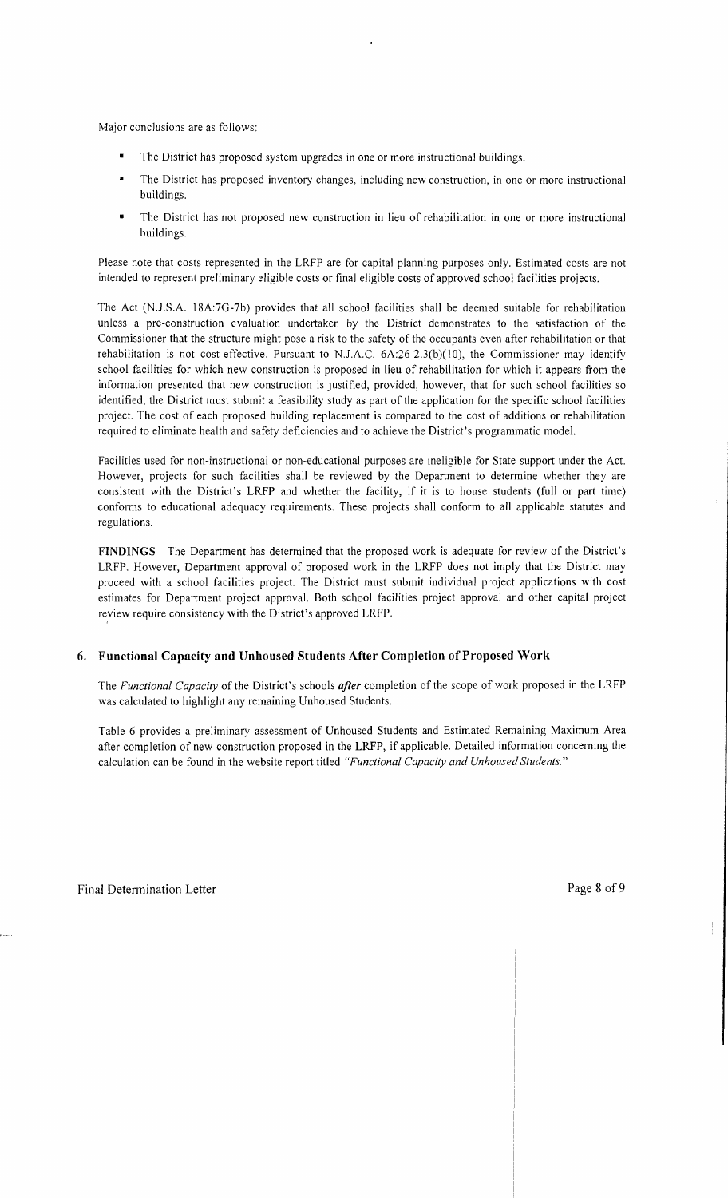Major conclusions are as follows:

- The District has proposed system upgrades in one or more instructional buildings.
- The District has proposed inventory changes, including new construction, in one or more instructional buildings.
- The District has not proposed new construction in lieu of rehabilitation in one or more instructional buildings.

Please note that costs represented in the LRFP are for capital planning purposes only. Estimated costs are not intended to represent preliminary eligible costs or final eligible costs of approved school facilities projects.

The Act (N.J.S.A. 18A:7G-7b) provides that all school facilities shall be deemed suitable for rehabilitation unless a pre-construction evaluation undertaken by the District demonstrates to the satisfaction of the Commissioner that the structure might pose a risk to the safety of the occupants even after rehabilitation or that rehabilitation is not cost-effective. Pursuant to N.J.A.C. 6A:26-2.3(b)(10), the Commissioner may identify school facilities for which new construction is proposed in lieu of rehabilitation for which it appears from the information presented that new construction is justified, provided, however, that for such school facilities so identified, the District must submit a feasibility study as part of the application for the specific school facilities project. The cost of each proposed building replacement is compared to the cost of additions or rehabilitation required to eliminate health and safety deficiencies and to achieve the District's programmatic model.

Facilities used for non-instructional or non-educational purposes are ineligible for State support under the Act. However, projects for such facilities shall be reviewed by the Department to determine whether they are consistent with the District's LRFP and whether the facility, if it is to house students (full or part time) conforms to educational adequacy requirements. These projects shall conform to all applicable statutes and regulations.

**FINDINGS** The Department has determined that the proposed work is adequate for review of the District's LRFP. However, Department approval of proposed work in the LRFP does not imply that the District may proceed with a school facilities project. The District must submit individual project applications with cost estimates for Department project approval. Both school facilities project approval and other capital project review require consistency with the District's approved LRFP.

## 6. Functional Capacity and Unhoused Students After Completion of Proposed Work

The *Functional Capacity* of the District's schools ***after*** completion of the scope of work proposed in the LRFP was calculated to highlight any remaining Unhoused Students.

Table 6 provides a preliminary assessment of Unhoused Students and Estimated Remaining Maximum Area after completion of new construction proposed in the LRFP, if applicable. Detailed information concerning the calculation can be found in the website report titled *"Functional Capacity and Unhoused Students."*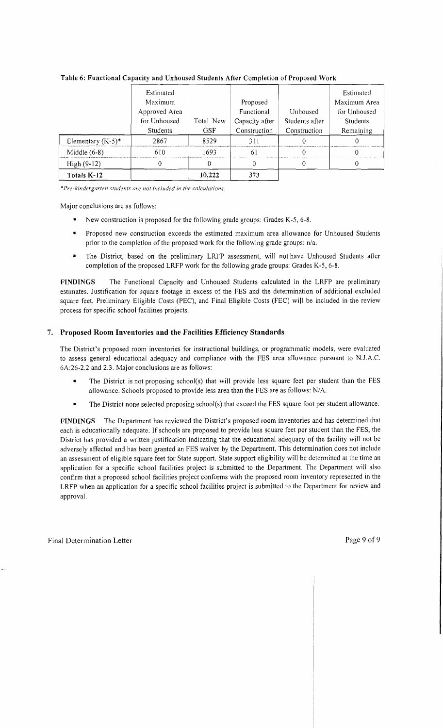**Table 6: Functional Capacity and Unhoused Students After Completion of Proposed Work**

| | Estimated Maximum Approved Area for Unhoused Students | Total New GSF | Proposed Functional Capacity after Construction | Unhoused Students after Construction | Estimated Maximum Area for Unhoused Students Remaining |
|---|---|---|---|---|---|
| Elementary (K-5)* | 2867 | 8529 | 311 | 0 | 0 |
| Middle (6-8) | 610 | 1693 | 61 | 0 | 0 |
| High (9-12) | 0 | 0 | 0 | 0 | 0 |
| **Totals K-12** | | **10,222** | **373** | | |

*\*Pre-kindergarten students are not included in the calculations.*

Major conclusions are as follows:

- New construction is proposed for the following grade groups: Grades K-5, 6-8.
- Proposed new construction exceeds the estimated maximum area allowance for Unhoused Students prior to the completion of the proposed work for the following grade groups: n/a.
- The District, based on the preliminary LRFP assessment, will not have Unhoused Students after completion of the proposed LRFP work for the following grade groups: Grades K-5, 6-8.

**FINDINGS** The Functional Capacity and Unhoused Students calculated in the LRFP are preliminary estimates. Justification for square footage in excess of the FES and the determination of additional excluded square feet, Preliminary Eligible Costs (PEC), and Final Eligible Costs (FEC) will be included in the review process for specific school facilities projects.

## 7. Proposed Room Inventories and the Facilities Efficiency Standards

The District's proposed room inventories for instructional buildings, or programmatic models, were evaluated to assess general educational adequacy and compliance with the FES area allowance pursuant to N.J.A.C. 6A:26-2.2 and 2.3. Major conclusions are as follows:

- The District is not proposing school(s) that will provide less square feet per student than the FES allowance. Schools proposed to provide less area than the FES are as follows: N/A.
- The District none selected proposing school(s) that exceed the FES square foot per student allowance.

**FINDINGS** The Department has reviewed the District's proposed room inventories and has determined that each is educationally adequate. If schools are proposed to provide less square feet per student than the FES, the District has provided a written justification indicating that the educational adequacy of the facility will not be adversely affected and has been granted an FES waiver by the Department. This determination does not include an assessment of eligible square feet for State support. State support eligibility will be determined at the time an application for a specific school facilities project is submitted to the Department. The Department will also confirm that a proposed school facilities project conforms with the proposed room inventory represented in the LRFP when an application for a specific school facilities project is submitted to the Department for review and approval.